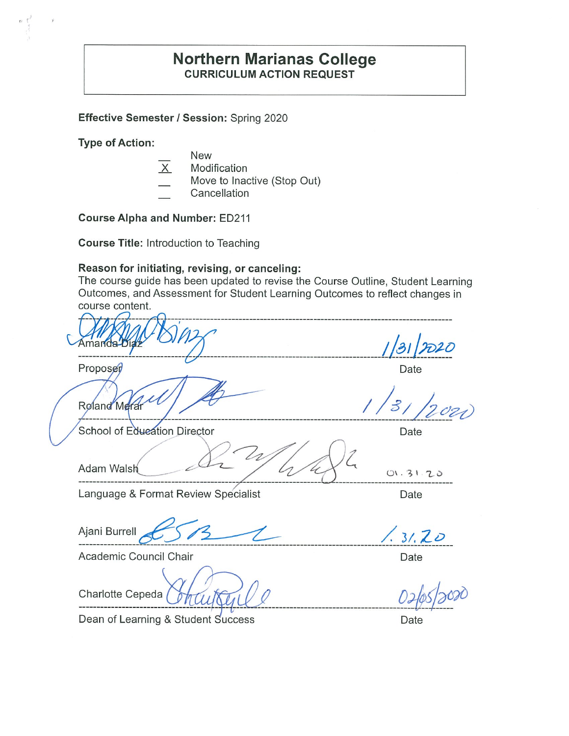# Northern Marianas College

## CURRICULUM ACTION REQUEST

**Effective Semester / Session:** Spring 2020

**Type of Action:**

- ___ New
- _X_ Modification
- ___ Move to Inactive (Stop Out)
- ___ Cancellation

**Course Alpha and Number:** ED211

**Course Title:** Introduction to Teaching

**Reason for initiating, revising, or canceling:**
The course guide has been updated to revise the Course Outline, Student Learning Outcomes, and Assessment for Student Learning Outcomes to reflect changes in course content.

---

Amanda Diaz — 1/31/2020
Proposer — Date

Roland Merar — 1/31/2020
School of Education Director — Date

Adam Walsh — 01.31.20
Language & Format Review Specialist — Date

Ajani Burrell — 1.31.20
Academic Council Chair — Date

Charlotte Cepeda — 02/05/2020
Dean of Learning & Student Success — Date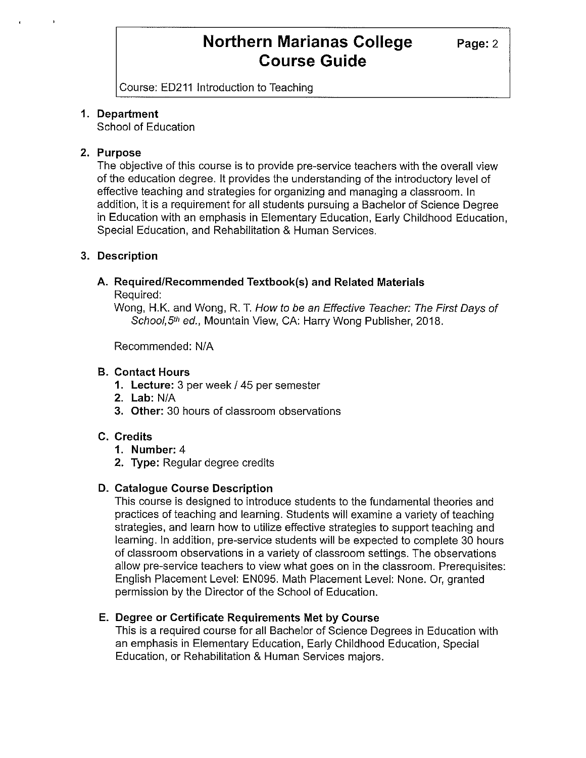Course: ED211 Introduction to Teaching

1. **Department**
   School of Education

2. **Purpose**
   The objective of this course is to provide pre-service teachers with the overall view of the education degree. It provides the understanding of the introductory level of effective teaching and strategies for organizing and managing a classroom. In addition, it is a requirement for all students pursuing a Bachelor of Science Degree in Education with an emphasis in Elementary Education, Early Childhood Education, Special Education, and Rehabilitation & Human Services.

3. **Description**

   **A. Required/Recommended Textbook(s) and Related Materials**
   Required:
   Wong, H.K. and Wong, R. T. *How to be an Effective Teacher: The First Days of School, 5th ed.*, Mountain View, CA: Harry Wong Publisher, 2018.

   Recommended: N/A

   **B. Contact Hours**
   1. **Lecture:** 3 per week / 45 per semester
   2. **Lab:** N/A
   3. **Other:** 30 hours of classroom observations

   **C. Credits**
   1. **Number:** 4
   2. **Type:** Regular degree credits

   **D. Catalogue Course Description**
   This course is designed to introduce students to the fundamental theories and practices of teaching and learning. Students will examine a variety of teaching strategies, and learn how to utilize effective strategies to support teaching and learning. In addition, pre-service students will be expected to complete 30 hours of classroom observations in a variety of classroom settings. The observations allow pre-service teachers to view what goes on in the classroom. Prerequisites: English Placement Level: EN095. Math Placement Level: None. Or, granted permission by the Director of the School of Education.

   **E. Degree or Certificate Requirements Met by Course**
   This is a required course for all Bachelor of Science Degrees in Education with an emphasis in Elementary Education, Early Childhood Education, Special Education, or Rehabilitation & Human Services majors.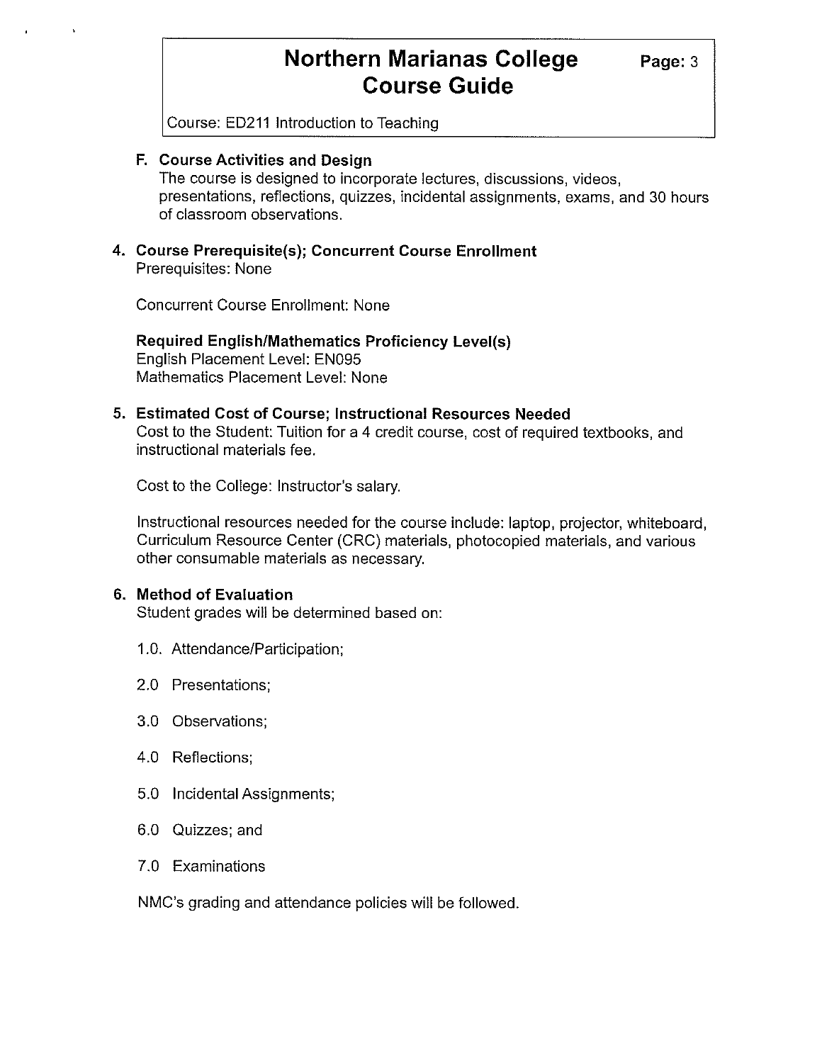### F. Course Activities and Design

The course is designed to incorporate lectures, discussions, videos, presentations, reflections, quizzes, incidental assignments, exams, and 30 hours of classroom observations.

## 4. Course Prerequisite(s); Concurrent Course Enrollment

Prerequisites: None

Concurrent Course Enrollment: None

**Required English/Mathematics Proficiency Level(s)**

English Placement Level: EN095

Mathematics Placement Level: None

## 5. Estimated Cost of Course; Instructional Resources Needed

Cost to the Student: Tuition for a 4 credit course, cost of required textbooks, and instructional materials fee.

Cost to the College: Instructor's salary.

Instructional resources needed for the course include: laptop, projector, whiteboard, Curriculum Resource Center (CRC) materials, photocopied materials, and various other consumable materials as necessary.

## 6. Method of Evaluation

Student grades will be determined based on:

1.0. Attendance/Participation;

2.0 Presentations;

3.0 Observations;

4.0 Reflections;

5.0 Incidental Assignments;

6.0 Quizzes; and

7.0 Examinations

NMC's grading and attendance policies will be followed.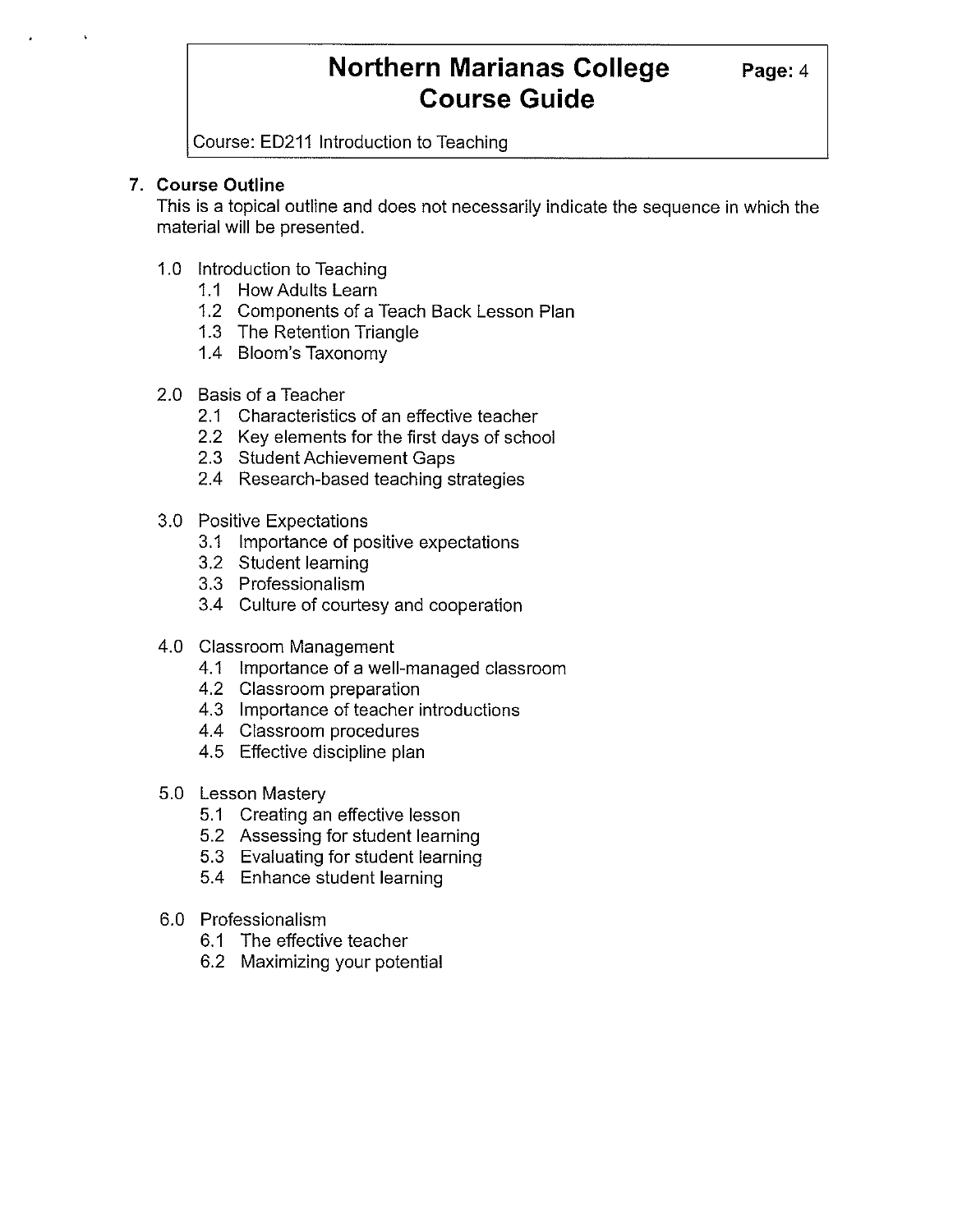## 7. Course Outline

This is a topical outline and does not necessarily indicate the sequence in which the material will be presented.

- 1.0 Introduction to Teaching
  - 1.1 How Adults Learn
  - 1.2 Components of a Teach Back Lesson Plan
  - 1.3 The Retention Triangle
  - 1.4 Bloom's Taxonomy

- 2.0 Basis of a Teacher
  - 2.1 Characteristics of an effective teacher
  - 2.2 Key elements for the first days of school
  - 2.3 Student Achievement Gaps
  - 2.4 Research-based teaching strategies

- 3.0 Positive Expectations
  - 3.1 Importance of positive expectations
  - 3.2 Student learning
  - 3.3 Professionalism
  - 3.4 Culture of courtesy and cooperation

- 4.0 Classroom Management
  - 4.1 Importance of a well-managed classroom
  - 4.2 Classroom preparation
  - 4.3 Importance of teacher introductions
  - 4.4 Classroom procedures
  - 4.5 Effective discipline plan

- 5.0 Lesson Mastery
  - 5.1 Creating an effective lesson
  - 5.2 Assessing for student learning
  - 5.3 Evaluating for student learning
  - 5.4 Enhance student learning

- 6.0 Professionalism
  - 6.1 The effective teacher
  - 6.2 Maximizing your potential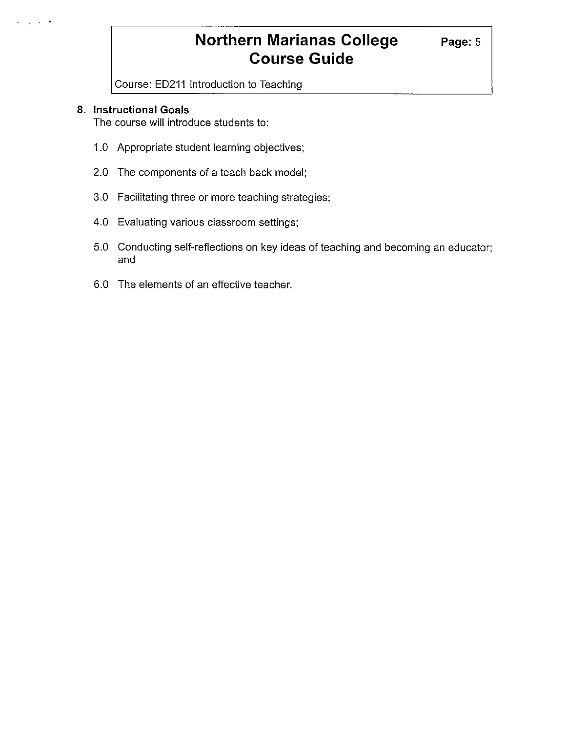## 8. Instructional Goals

The course will introduce students to:

1.0 Appropriate student learning objectives;

2.0 The components of a teach back model;

3.0 Facilitating three or more teaching strategies;

4.0 Evaluating various classroom settings;

5.0 Conducting self-reflections on key ideas of teaching and becoming an educator; and

6.0 The elements of an effective teacher.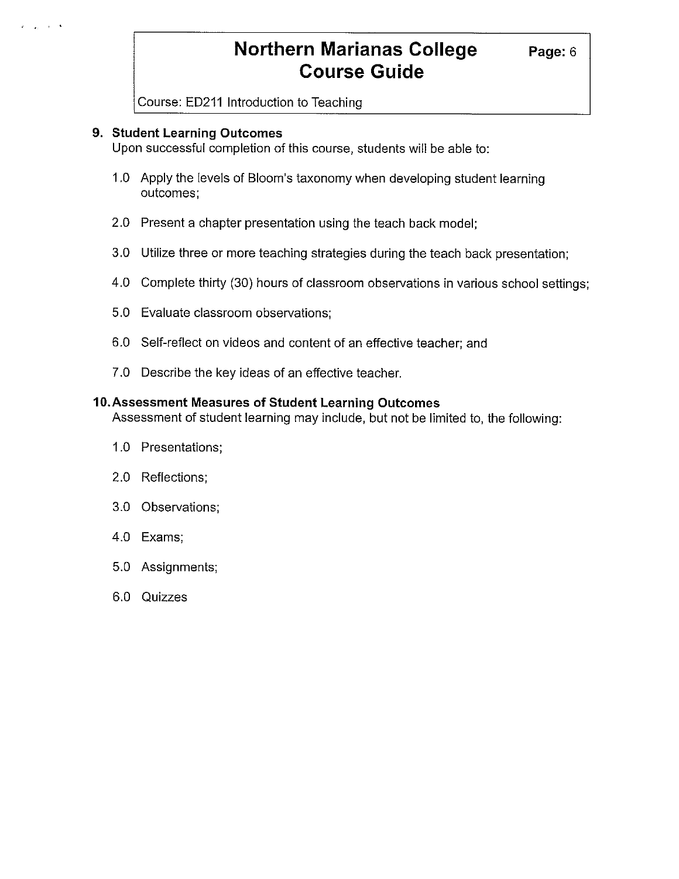## 9. Student Learning Outcomes

Upon successful completion of this course, students will be able to:

1.0 Apply the levels of Bloom's taxonomy when developing student learning outcomes;

2.0 Present a chapter presentation using the teach back model;

3.0 Utilize three or more teaching strategies during the teach back presentation;

4.0 Complete thirty (30) hours of classroom observations in various school settings;

5.0 Evaluate classroom observations;

6.0 Self-reflect on videos and content of an effective teacher; and

7.0 Describe the key ideas of an effective teacher.

## 10. Assessment Measures of Student Learning Outcomes

Assessment of student learning may include, but not be limited to, the following:

1.0 Presentations;

2.0 Reflections;

3.0 Observations;

4.0 Exams;

5.0 Assignments;

6.0 Quizzes